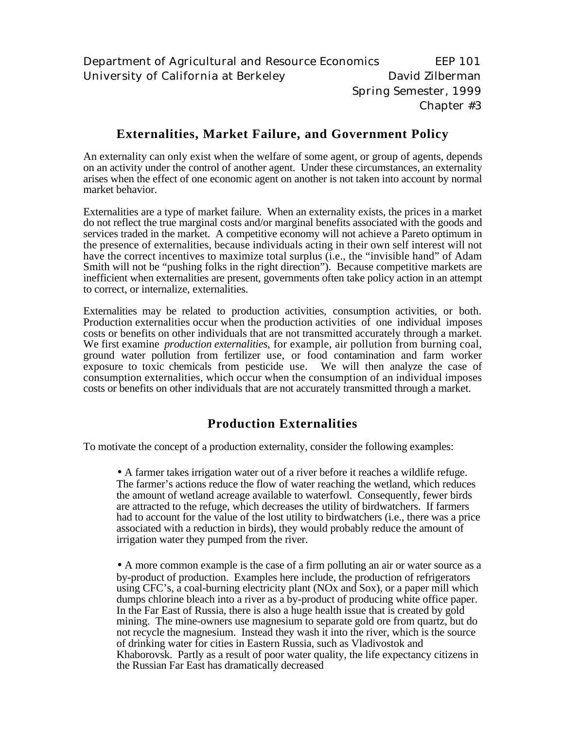Department of Agricultural and Resource Economics EEP 101
University of California at Berkeley David Zilberman
Spring Semester, 1999
Chapter #3

## Externalities, Market Failure, and Government Policy

An externality can only exist when the welfare of some agent, or group of agents, depends on an activity under the control of another agent. Under these circumstances, an externality arises when the effect of one economic agent on another is not taken into account by normal market behavior.

Externalities are a type of market failure. When an externality exists, the prices in a market do not reflect the true marginal costs and/or marginal benefits associated with the goods and services traded in the market. A competitive economy will not achieve a Pareto optimum in the presence of externalities, because individuals acting in their own self interest will not have the correct incentives to maximize total surplus (i.e., the "invisible hand" of Adam Smith will not be "pushing folks in the right direction"). Because competitive markets are inefficient when externalities are present, governments often take policy action in an attempt to correct, or internalize, externalities.

Externalities may be related to production activities, consumption activities, or both. Production externalities occur when the production activities of one individual imposes costs or benefits on other individuals that are not transmitted accurately through a market. We first examine *production externalities*, for example, air pollution from burning coal, ground water pollution from fertilizer use, or food contamination and farm worker exposure to toxic chemicals from pesticide use. We will then analyze the case of consumption externalities, which occur when the consumption of an individual imposes costs or benefits on other individuals that are not accurately transmitted through a market.

## Production Externalities

To motivate the concept of a production externality, consider the following examples:

- A farmer takes irrigation water out of a river before it reaches a wildlife refuge. The farmer's actions reduce the flow of water reaching the wetland, which reduces the amount of wetland acreage available to waterfowl. Consequently, fewer birds are attracted to the refuge, which decreases the utility of birdwatchers. If farmers had to account for the value of the lost utility to birdwatchers (i.e., there was a price associated with a reduction in birds), they would probably reduce the amount of irrigation water they pumped from the river.

- A more common example is the case of a firm polluting an air or water source as a by-product of production. Examples here include, the production of refrigerators using CFC's, a coal-burning electricity plant (NOx and Sox), or a paper mill which dumps chlorine bleach into a river as a by-product of producing white office paper. In the Far East of Russia, there is also a huge health issue that is created by gold mining. The mine-owners use magnesium to separate gold ore from quartz, but do not recycle the magnesium. Instead they wash it into the river, which is the source of drinking water for cities in Eastern Russia, such as Vladivostok and Khaborovsk. Partly as a result of poor water quality, the life expectancy citizens in the Russian Far East has dramatically decreased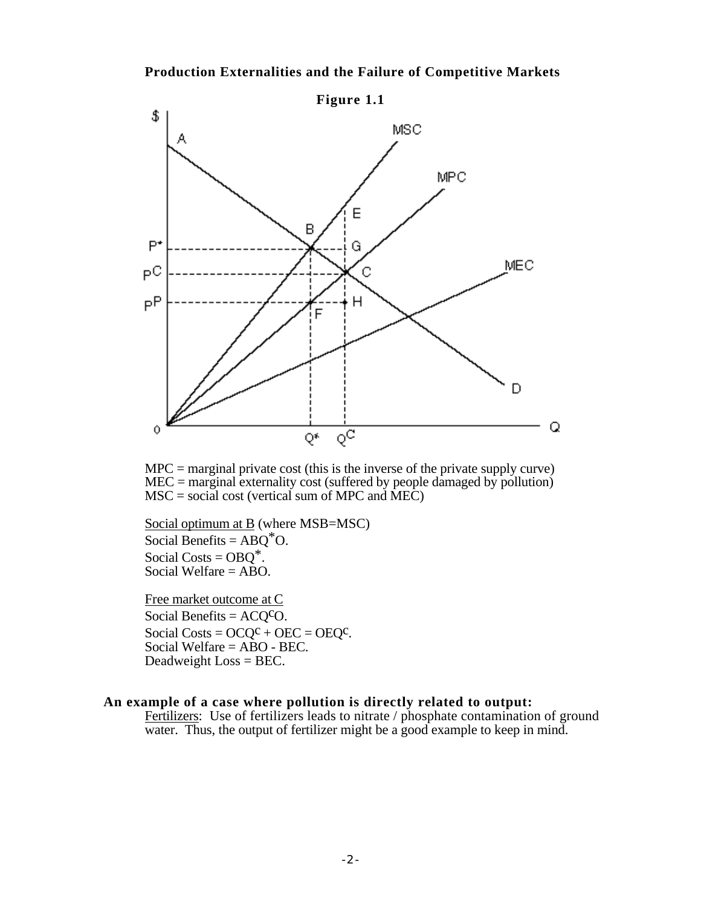**Production Externalities and the Failure of Competitive Markets**

**Figure 1.1**

MPC = marginal private cost (this is the inverse of the private supply curve)
MEC = marginal externality cost (suffered by people damaged by pollution)
MSC = social cost (vertical sum of MPC and MEC)

<u>Social optimum at B</u> (where MSB=MSC)
Social Benefits = $ABQ^*O$.
Social Costs = $OBQ^*$.
Social Welfare = ABO.

<u>Free market outcome at C</u>
Social Benefits = $ACQ^cO$.
Social Costs = $OCQ^c$ + OEC = $OEQ^c$.
Social Welfare = ABO - BEC.
Deadweight Loss = BEC.

**An example of a case where pollution is directly related to output:**

<u>Fertilizers</u>: Use of fertilizers leads to nitrate / phosphate contamination of ground water. Thus, the output of fertilizer might be a good example to keep in mind.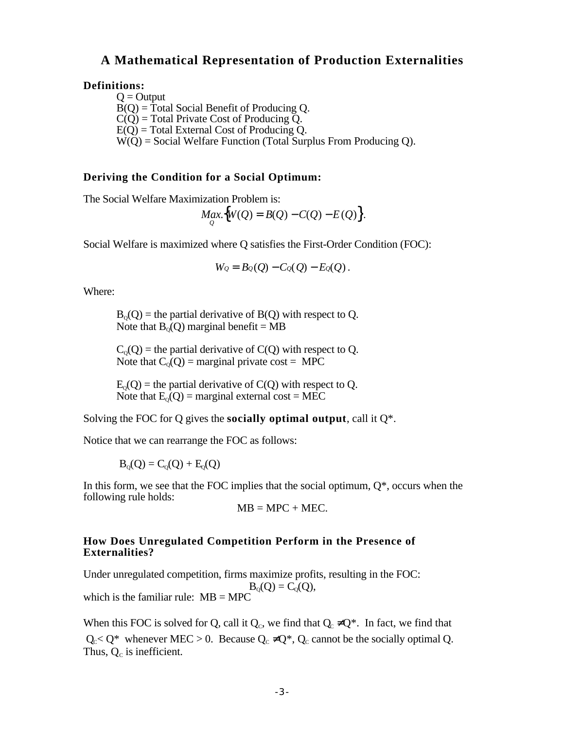# A Mathematical Representation of Production Externalities

**Definitions:**

$Q$ = Output
$B(Q)$ = Total Social Benefit of Producing Q.
$C(Q)$ = Total Private Cost of Producing Q.
$E(Q)$ = Total External Cost of Producing Q.
$W(Q)$ = Social Welfare Function (Total Surplus From Producing Q).

### Deriving the Condition for a Social Optimum:

The Social Welfare Maximization Problem is:

$$\underset{Q}{Max.}\left\{W(Q) = B(Q) - C(Q) - E(Q)\right\}.$$

Social Welfare is maximized where Q satisfies the First-Order Condition (FOC):

$$W_Q = B_Q(Q) - C_Q(Q) - E_Q(Q).$$

Where:

$B_Q(Q)$ = the partial derivative of $B(Q)$ with respect to Q.
Note that $B_Q(Q)$ marginal benefit = MB

$C_Q(Q)$ = the partial derivative of $C(Q)$ with respect to Q.
Note that $C_Q(Q)$ = marginal private cost = MPC

$E_Q(Q)$ = the partial derivative of $C(Q)$ with respect to Q.
Note that $E_Q(Q)$ = marginal external cost = MEC

Solving the FOC for Q gives the **socially optimal output**, call it Q*.

Notice that we can rearrange the FOC as follows:

$$B_Q(Q) = C_Q(Q) + E_Q(Q)$$

In this form, we see that the FOC implies that the social optimum, Q*, occurs when the following rule holds:

$$\text{MB} = \text{MPC} + \text{MEC}.$$

### How Does Unregulated Competition Perform in the Presence of Externalities?

Under unregulated competition, firms maximize profits, resulting in the FOC:

$$B_Q(Q) = C_Q(Q),$$

which is the familiar rule: MB = MPC

When this FOC is solved for Q, call it $Q_C$, we find that $Q_C \neq Q^*$. In fact, we find that $Q_C < Q^*$ whenever MEC > 0. Because $Q_C \neq Q^*$, $Q_C$ cannot be the socially optimal Q. Thus, $Q_C$ is inefficient.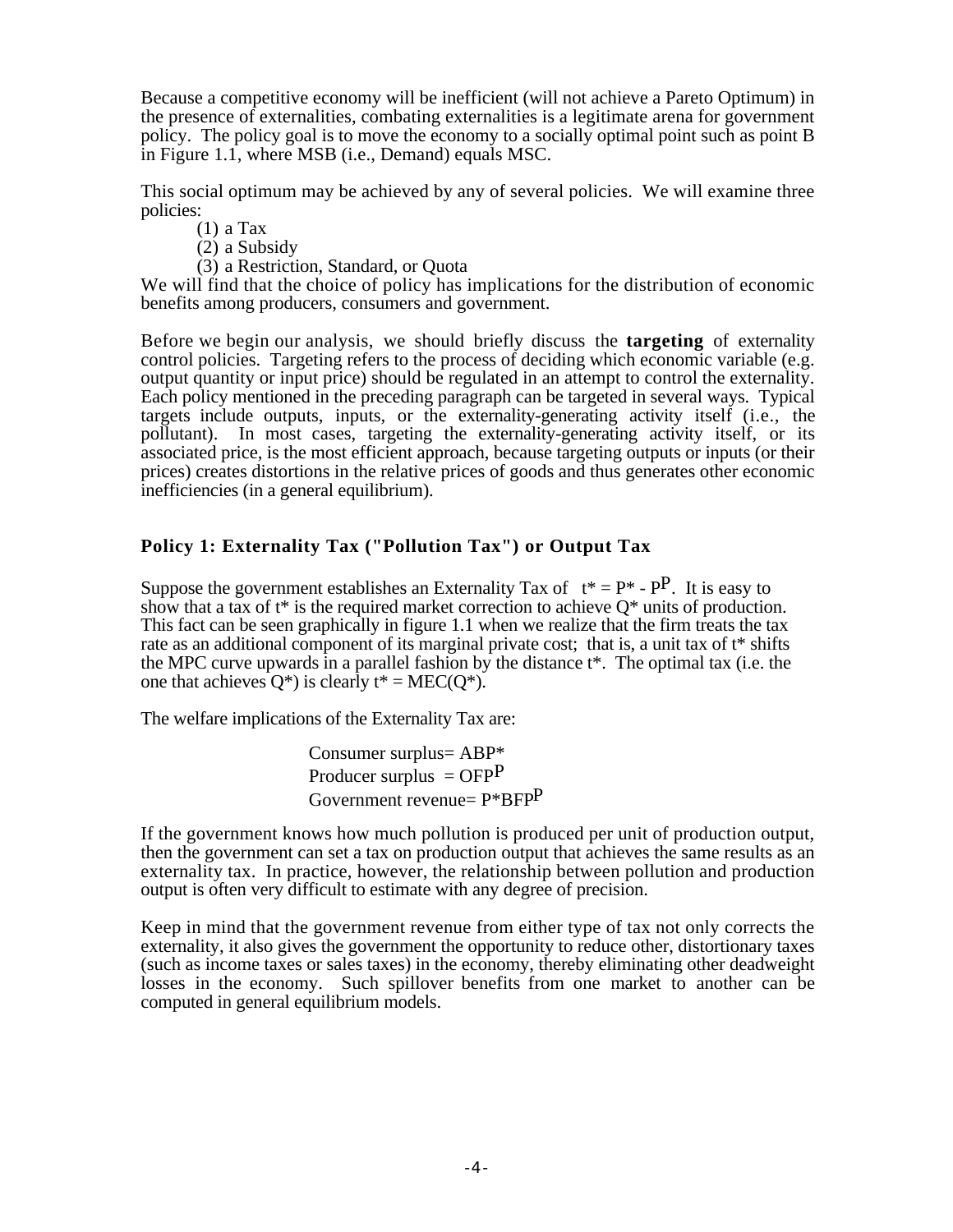Because a competitive economy will be inefficient (will not achieve a Pareto Optimum) in the presence of externalities, combating externalities is a legitimate arena for government policy. The policy goal is to move the economy to a socially optimal point such as point B in Figure 1.1, where MSB (i.e., Demand) equals MSC.

This social optimum may be achieved by any of several policies. We will examine three policies:

(1) a Tax
(2) a Subsidy
(3) a Restriction, Standard, or Quota

We will find that the choice of policy has implications for the distribution of economic benefits among producers, consumers and government.

Before we begin our analysis, we should briefly discuss the **targeting** of externality control policies. Targeting refers to the process of deciding which economic variable (e.g. output quantity or input price) should be regulated in an attempt to control the externality. Each policy mentioned in the preceding paragraph can be targeted in several ways. Typical targets include outputs, inputs, or the externality-generating activity itself (i.e., the pollutant). In most cases, targeting the externality-generating activity itself, or its associated price, is the most efficient approach, because targeting outputs or inputs (or their prices) creates distortions in the relative prices of goods and thus generates other economic inefficiencies (in a general equilibrium).

### Policy 1: Externality Tax ("Pollution Tax") or Output Tax

Suppose the government establishes an Externality Tax of $t^* = P^* - P^P$. It is easy to show that a tax of $t^*$ is the required market correction to achieve $Q^*$ units of production. This fact can be seen graphically in figure 1.1 when we realize that the firm treats the tax rate as an additional component of its marginal private cost; that is, a unit tax of $t^*$ shifts the MPC curve upwards in a parallel fashion by the distance $t^*$. The optimal tax (i.e. the one that achieves $Q^*$) is clearly $t^* = MEC(Q^*)$.

The welfare implications of the Externality Tax are:

Consumer surplus= $ABP^*$
Producer surplus $= OFP^P$
Government revenue= $P^*BFP^P$

If the government knows how much pollution is produced per unit of production output, then the government can set a tax on production output that achieves the same results as an externality tax. In practice, however, the relationship between pollution and production output is often very difficult to estimate with any degree of precision.

Keep in mind that the government revenue from either type of tax not only corrects the externality, it also gives the government the opportunity to reduce other, distortionary taxes (such as income taxes or sales taxes) in the economy, thereby eliminating other deadweight losses in the economy. Such spillover benefits from one market to another can be computed in general equilibrium models.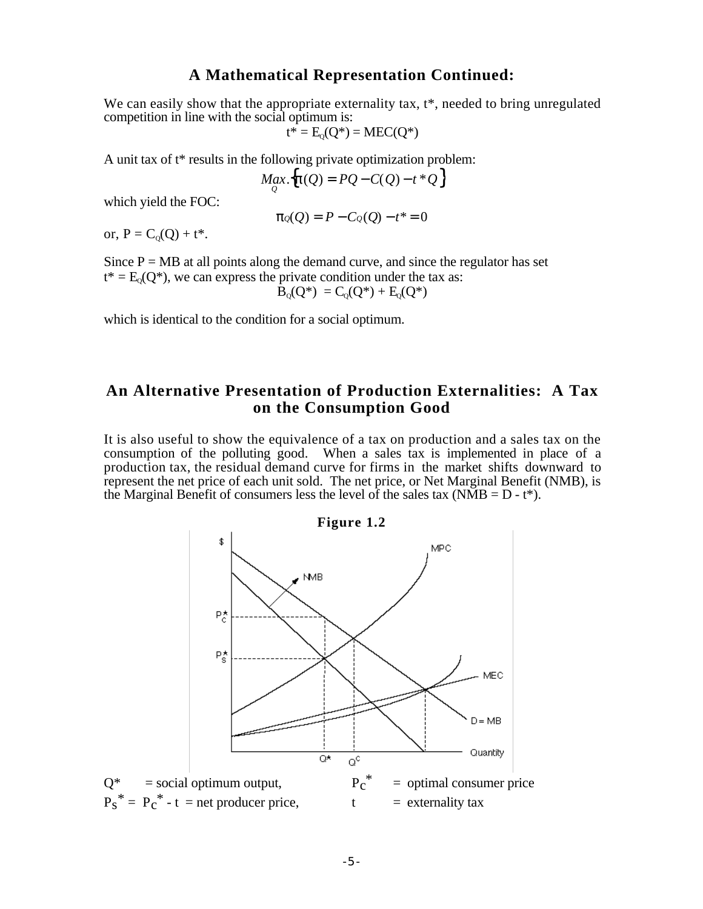## A Mathematical Representation Continued:

We can easily show that the appropriate externality tax, $t^*$, needed to bring unregulated competition in line with the social optimum is:

$$t^* = E_Q(Q^*) = MEC(Q^*)$$

A unit tax of $t^*$ results in the following private optimization problem:

$$\underset{Q}{Max}.\left\{\pi(Q) = PQ - C(Q) - t^*Q\right\}$$

which yield the FOC:

$$\pi_Q(Q) = P - C_Q(Q) - t^* = 0$$

or, $P = C_Q(Q) + t^*$.

Since P = MB at all points along the demand curve, and since the regulator has set $t^* = E_Q(Q^*)$, we can express the private condition under the tax as:

$$B_Q(Q^*) = C_Q(Q^*) + E_Q(Q^*)$$

which is identical to the condition for a social optimum.

## An Alternative Presentation of Production Externalities: A Tax on the Consumption Good

It is also useful to show the equivalence of a tax on production and a sales tax on the consumption of the polluting good. When a sales tax is implemented in place of a production tax, the residual demand curve for firms in the market shifts downward to represent the net price of each unit sold. The net price, or Net Marginal Benefit (NMB), is the Marginal Benefit of consumers less the level of the sales tax (NMB = D - $t^*$).

**Figure 1.2**

$Q^*$ = social optimum output, $P_C^*$ = optimal consumer price

$P_S^* = P_C^* - t$ = net producer price, $t$ = externality tax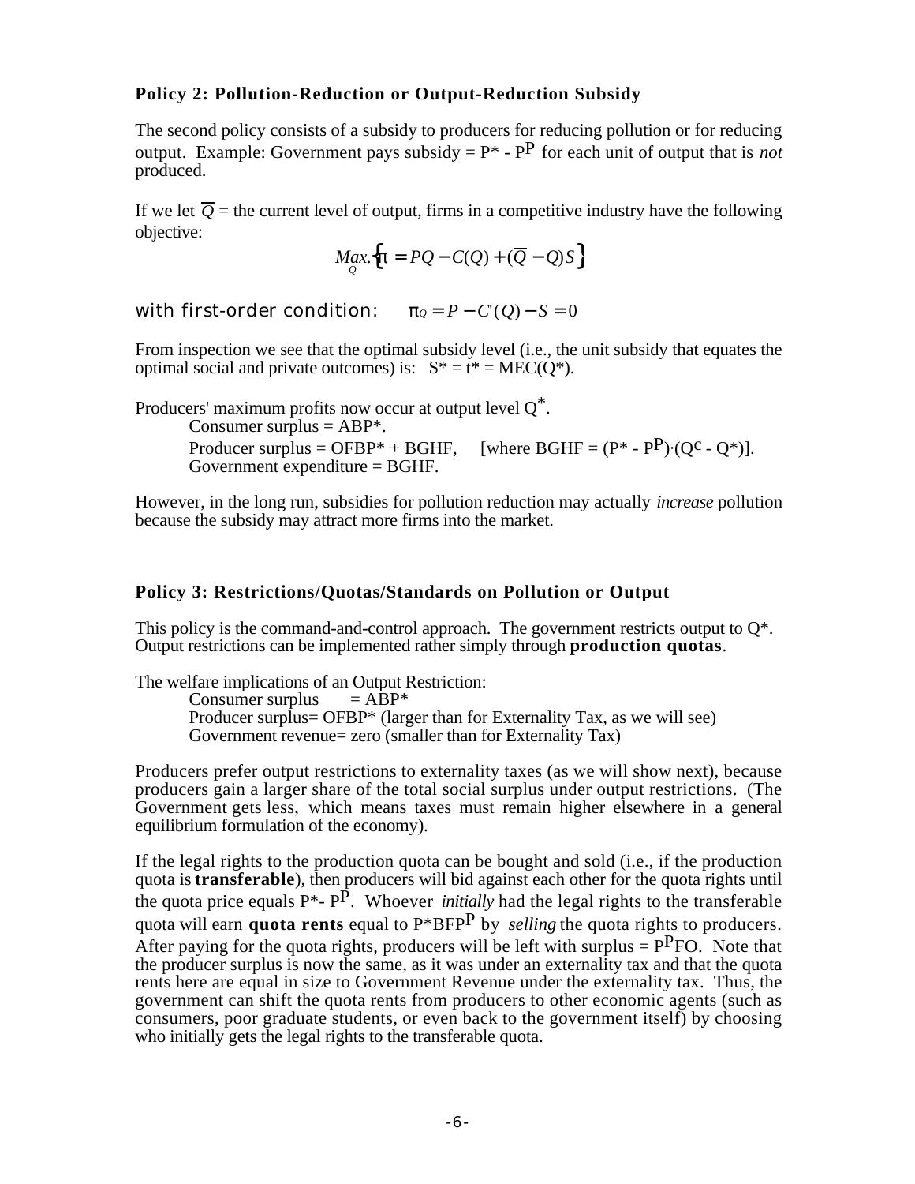### Policy 2: Pollution-Reduction or Output-Reduction Subsidy

The second policy consists of a subsidy to producers for reducing pollution or for reducing output. Example: Government pays subsidy = $P^* - P^P$ for each unit of output that is *not* produced.

If we let $\overline{Q}$ = the current level of output, firms in a competitive industry have the following objective:

$$\underset{Q}{Max.}\left\{\pi = PQ - C(Q) + (\overline{Q} - Q)S\right\}$$

with first-order condition: $\pi_Q = P - C'(Q) - S = 0$

From inspection we see that the optimal subsidy level (i.e., the unit subsidy that equates the optimal social and private outcomes) is: $S^* = t^* = MEC(Q^*)$.

Producers' maximum profits now occur at output level $Q^*$.

Consumer surplus = $ABP^*$.

Producer surplus = $OFBP^* + BGHF$, [where $BGHF = (P^* - P^P)\cdot(Q^c - Q^*)$].

Government expenditure = BGHF.

However, in the long run, subsidies for pollution reduction may actually *increase* pollution because the subsidy may attract more firms into the market.

### Policy 3: Restrictions/Quotas/Standards on Pollution or Output

This policy is the command-and-control approach. The government restricts output to $Q^*$. Output restrictions can be implemented rather simply through **production quotas**.

The welfare implications of an Output Restriction:

Consumer surplus = $ABP^*$

Producer surplus = $OFBP^*$ (larger than for Externality Tax, as we will see)

Government revenue = zero (smaller than for Externality Tax)

Producers prefer output restrictions to externality taxes (as we will show next), because producers gain a larger share of the total social surplus under output restrictions. (The Government gets less, which means taxes must remain higher elsewhere in a general equilibrium formulation of the economy).

If the legal rights to the production quota can be bought and sold (i.e., if the production quota is **transferable**), then producers will bid against each other for the quota rights until the quota price equals $P^* - P^P$. Whoever *initially* had the legal rights to the transferable quota will earn **quota rents** equal to $P^*BFP^P$ by *selling* the quota rights to producers. After paying for the quota rights, producers will be left with surplus = $P^PFO$. Note that the producer surplus is now the same, as it was under an externality tax and that the quota rents here are equal in size to Government Revenue under the externality tax. Thus, the government can shift the quota rents from producers to other economic agents (such as consumers, poor graduate students, or even back to the government itself) by choosing who initially gets the legal rights to the transferable quota.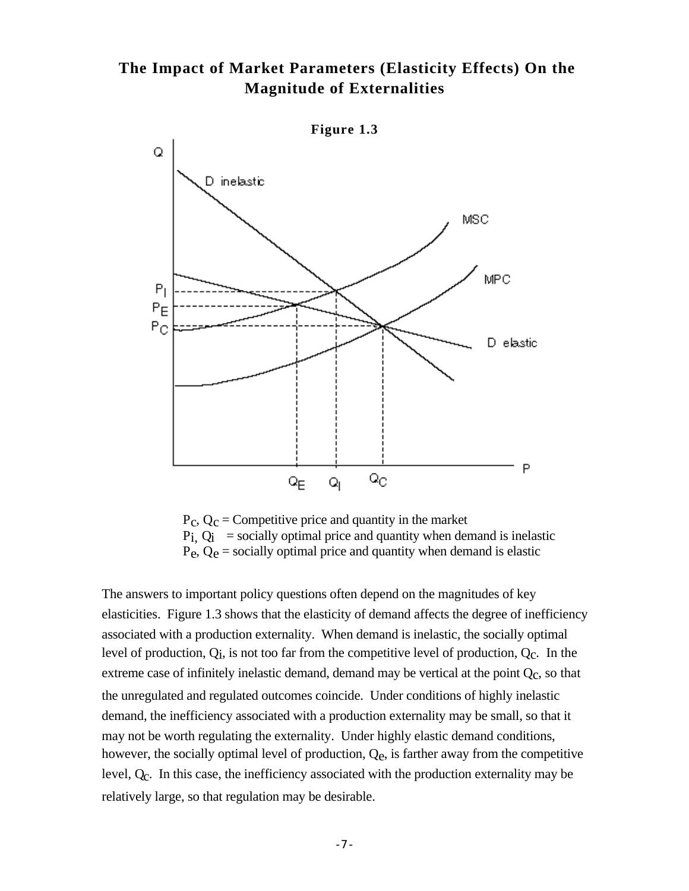## The Impact of Market Parameters (Elasticity Effects) On the Magnitude of Externalities

**Figure 1.3**

$P_C$, $Q_C$ = Competitive price and quantity in the market
$P_i$, $Q_i$ = socially optimal price and quantity when demand is inelastic
$P_e$, $Q_e$ = socially optimal price and quantity when demand is elastic

The answers to important policy questions often depend on the magnitudes of key elasticities. Figure 1.3 shows that the elasticity of demand affects the degree of inefficiency associated with a production externality. When demand is inelastic, the socially optimal level of production, $Q_i$, is not too far from the competitive level of production, $Q_C$. In the extreme case of infinitely inelastic demand, demand may be vertical at the point $Q_C$, so that the unregulated and regulated outcomes coincide. Under conditions of highly inelastic demand, the inefficiency associated with a production externality may be small, so that it may not be worth regulating the externality. Under highly elastic demand conditions, however, the socially optimal level of production, $Q_e$, is farther away from the competitive level, $Q_C$. In this case, the inefficiency associated with the production externality may be relatively large, so that regulation may be desirable.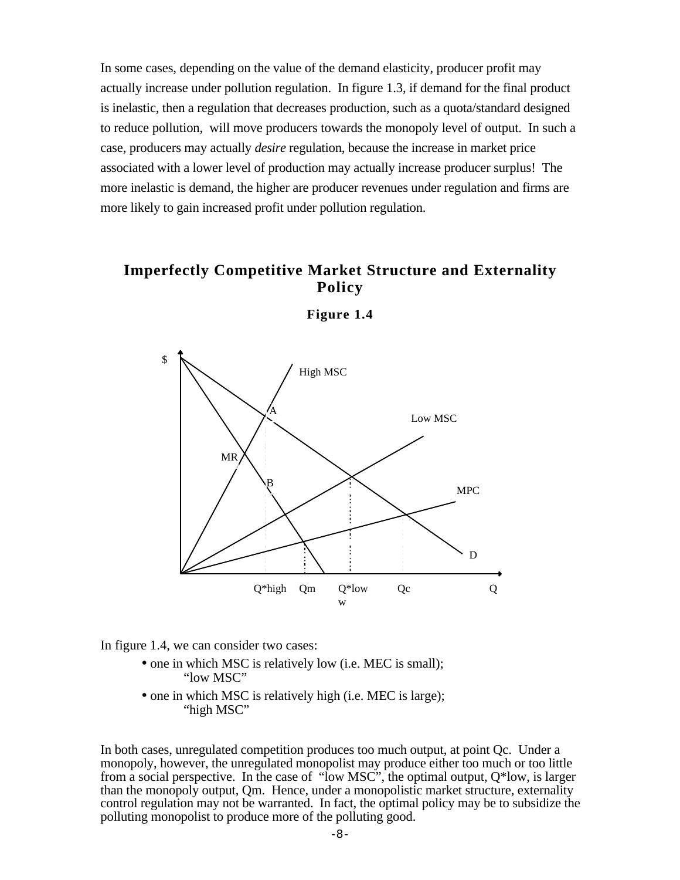In some cases, depending on the value of the demand elasticity, producer profit may actually increase under pollution regulation. In figure 1.3, if demand for the final product is inelastic, then a regulation that decreases production, such as a quota/standard designed to reduce pollution, will move producers towards the monopoly level of output. In such a case, producers may actually *desire* regulation, because the increase in market price associated with a lower level of production may actually increase producer surplus! The more inelastic is demand, the higher are producer revenues under regulation and firms are more likely to gain increased profit under pollution regulation.

## Imperfectly Competitive Market Structure and Externality Policy

**Figure 1.4**

In figure 1.4, we can consider two cases:

- one in which MSC is relatively low (i.e. MEC is small); "low MSC"
- one in which MSC is relatively high (i.e. MEC is large); "high MSC"

In both cases, unregulated competition produces too much output, at point Qc. Under a monopoly, however, the unregulated monopolist may produce either too much or too little from a social perspective. In the case of "low MSC", the optimal output, Q*low, is larger than the monopoly output, Qm. Hence, under a monopolistic market structure, externality control regulation may not be warranted. In fact, the optimal policy may be to subsidize the polluting monopolist to produce more of the polluting good.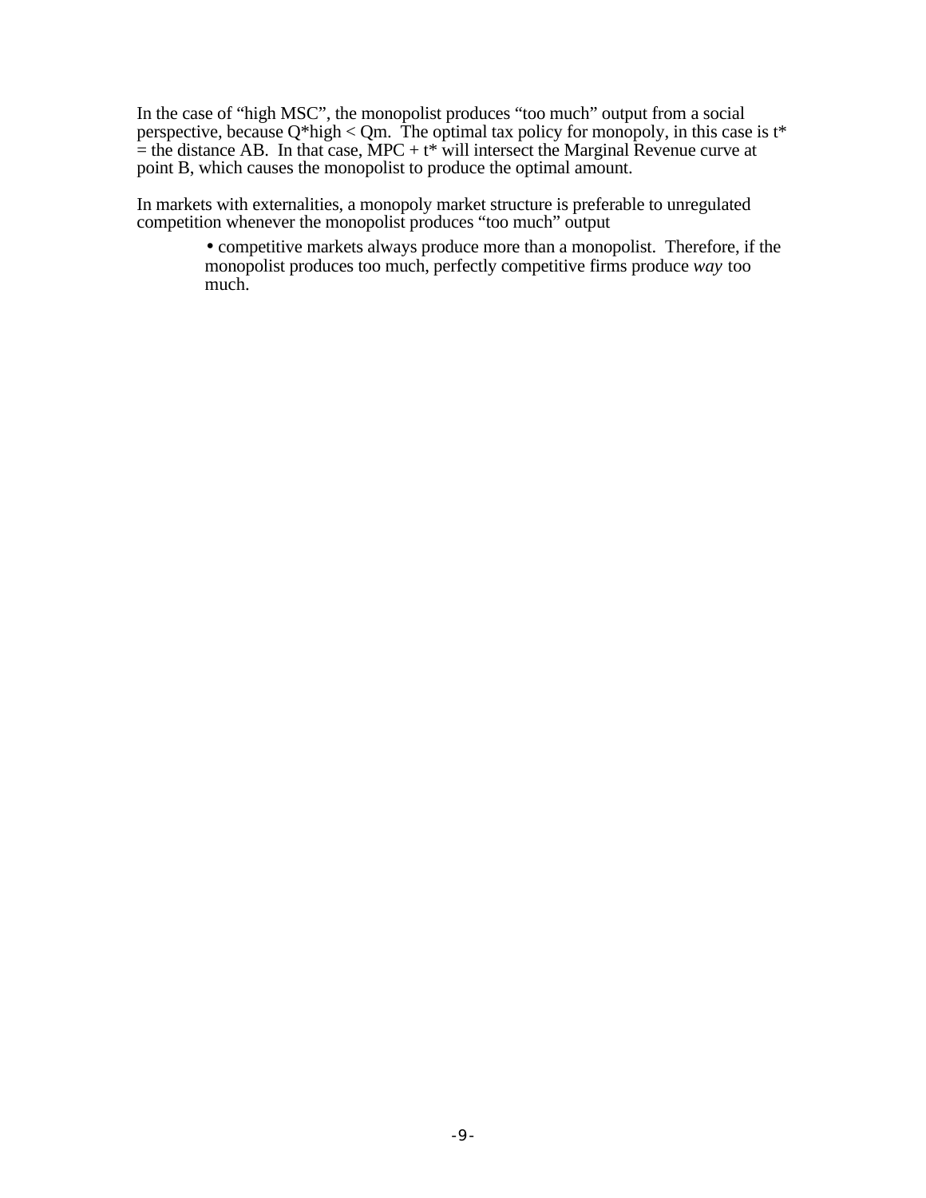In the case of "high MSC", the monopolist produces "too much" output from a social perspective, because $Q^*_{high} < Q_m$. The optimal tax policy for monopoly, in this case is $t^*$ = the distance AB. In that case, MPC + $t^*$ will intersect the Marginal Revenue curve at point B, which causes the monopolist to produce the optimal amount.

In markets with externalities, a monopoly market structure is preferable to unregulated competition whenever the monopolist produces "too much" output

- competitive markets always produce more than a monopolist. Therefore, if the monopolist produces too much, perfectly competitive firms produce *way* too much.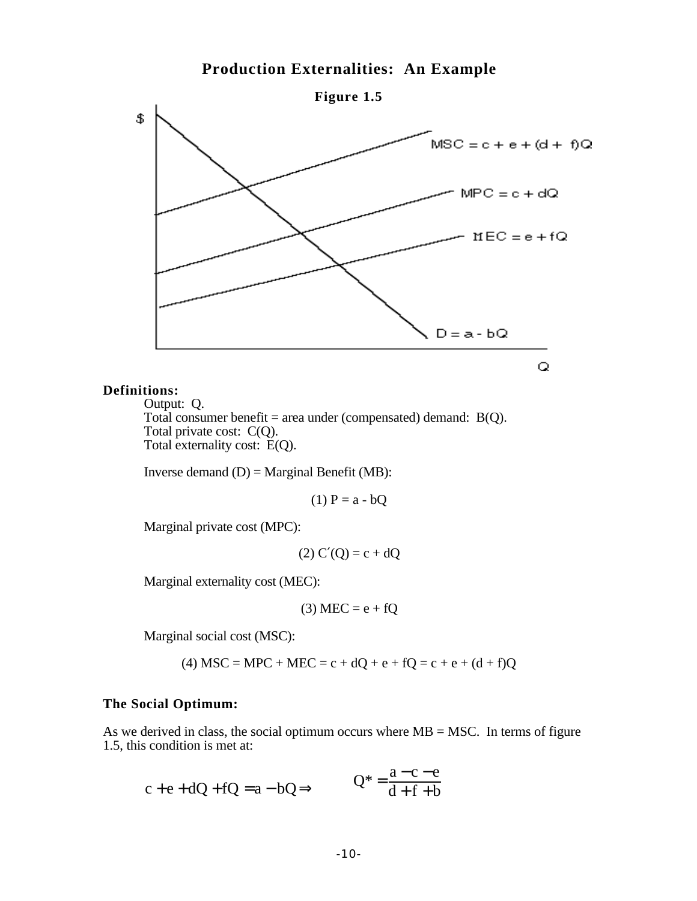# Production Externalities: An Example

**Figure 1.5**

$\$$

$MSC = c + e + (d + f)Q$

$MPC = c + dQ$

$MEC = e + fQ$

$D = a - bQ$

Q

**Definitions:**

Output: Q.
Total consumer benefit = area under (compensated) demand: B(Q).
Total private cost: C(Q).
Total externality cost: E(Q).

Inverse demand (D) = Marginal Benefit (MB):

$$(1)\ P = a - bQ$$

Marginal private cost (MPC):

$$(2)\ C'(Q) = c + dQ$$

Marginal externality cost (MEC):

$$(3)\ MEC = e + fQ$$

Marginal social cost (MSC):

$$(4)\ MSC = MPC + MEC = c + dQ + e + fQ = c + e + (d + f)Q$$

**The Social Optimum:**

As we derived in class, the social optimum occurs where MB = MSC. In terms of figure 1.5, this condition is met at:

$$c + e + dQ + fQ = a - bQ \Rightarrow \qquad Q^* = \frac{a - c - e}{d + f + b}$$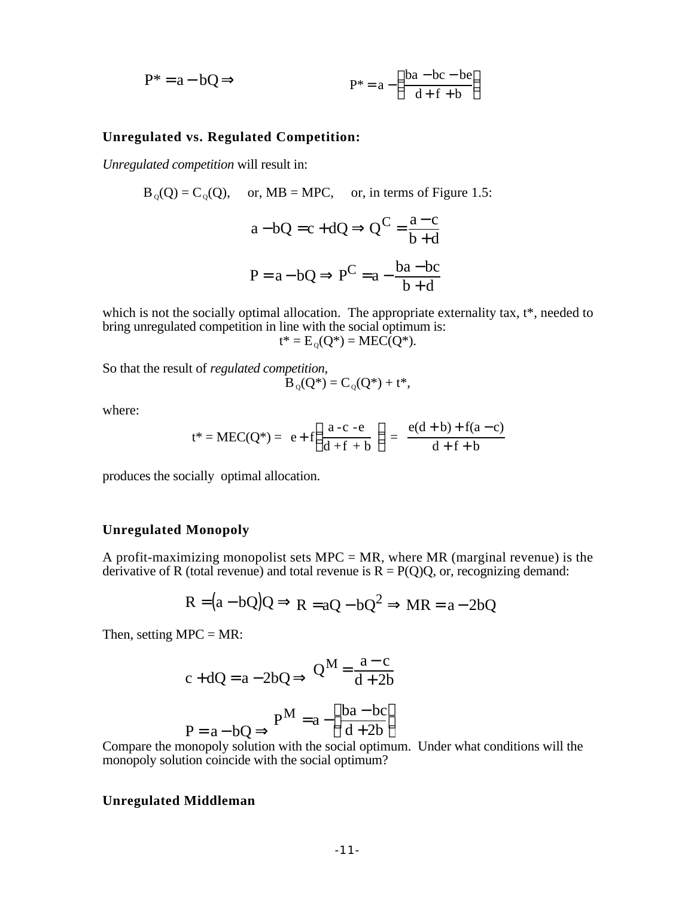$$P^* = a - bQ \Rightarrow \qquad P^* = a - \left(\frac{ba - bc - be}{d + f + b}\right)$$

**Unregulated vs. Regulated Competition:**

*Unregulated competition* will result in:

$B_Q(Q) = C_Q(Q)$, or, MB = MPC, or, in terms of Figure 1.5:

$$a - bQ = c + dQ \Rightarrow Q^C = \frac{a - c}{b + d}$$

$$P = a - bQ \Rightarrow P^C = a - \frac{ba - bc}{b + d}$$

which is not the socially optimal allocation. The appropriate externality tax, t*, needed to bring unregulated competition in line with the social optimum is:

$$t^* = E_Q(Q^*) = MEC(Q^*).$$

So that the result of *regulated competition*,

$$B_Q(Q^*) = C_Q(Q^*) + t^*,$$

where:

$$t^* = MEC(Q^*) = e + f\left(\frac{a - c - e}{d + f + b}\right) = \frac{e(d + b) + f(a - c)}{d + f + b}$$

produces the socially optimal allocation.

**Unregulated Monopoly**

A profit-maximizing monopolist sets MPC = MR, where MR (marginal revenue) is the derivative of R (total revenue) and total revenue is R = P(Q)Q, or, recognizing demand:

$$R = (a - bQ)Q \Rightarrow R = aQ - bQ^2 \Rightarrow MR = a - 2bQ$$

Then, setting MPC = MR:

$$c + dQ = a - 2bQ \Rightarrow Q^M = \frac{a - c}{d + 2b}$$

$$P = a - bQ \Rightarrow P^M = a - \left(\frac{ba - bc}{d + 2b}\right)$$

Compare the monopoly solution with the social optimum. Under what conditions will the monopoly solution coincide with the social optimum?

**Unregulated Middleman**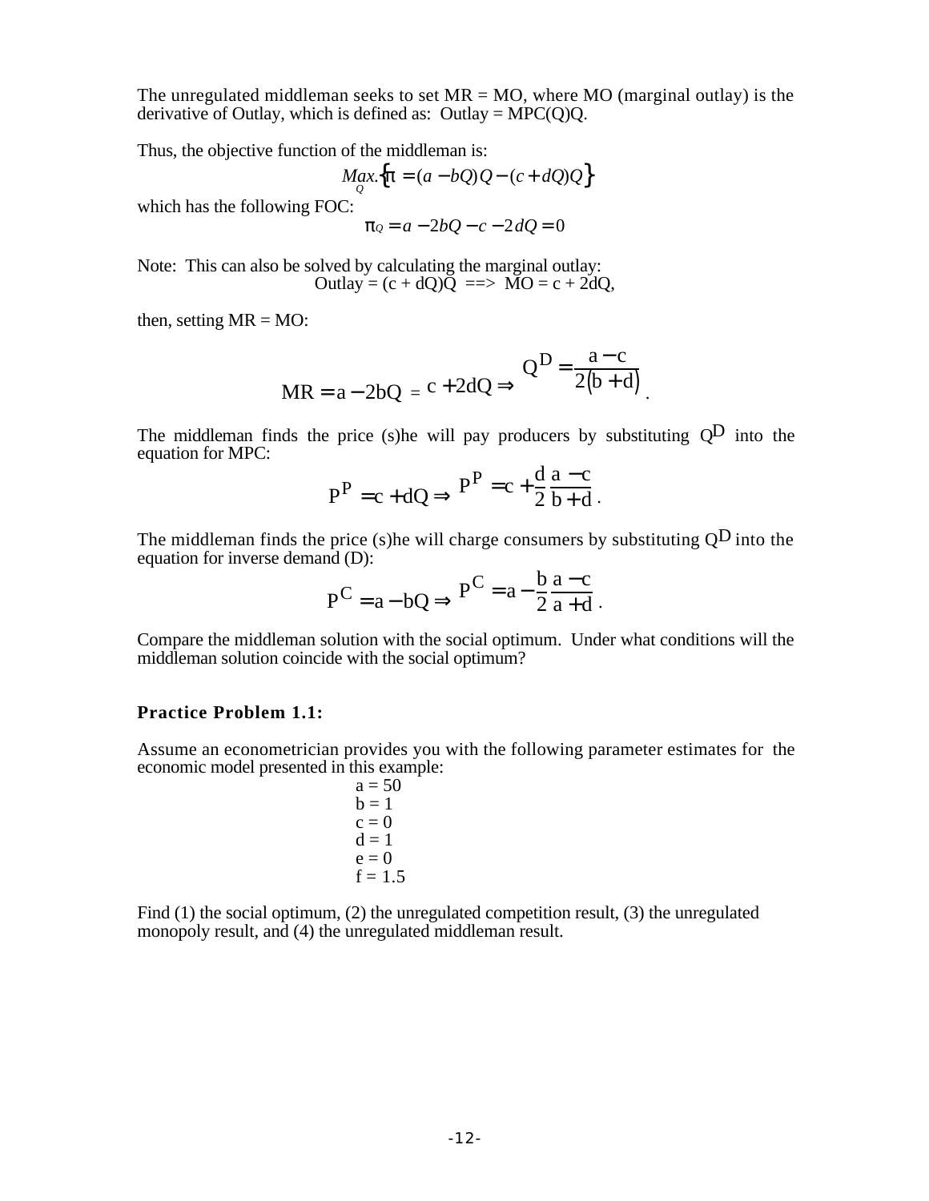The unregulated middleman seeks to set MR = MO, where MO (marginal outlay) is the derivative of Outlay, which is defined as: Outlay = MPC(Q)Q.

Thus, the objective function of the middleman is:

$$\underset{Q}{Max.}\left\{\pi = (a - bQ)Q - (c + dQ)Q\right\}$$

which has the following FOC:

$$\pi_Q = a - 2bQ - c - 2dQ = 0$$

Note: This can also be solved by calculating the marginal outlay:

$$\text{Outlay} = (c + dQ)Q \implies MO = c + 2dQ,$$

then, setting MR = MO:

$$MR = a - 2bQ = c + 2dQ \Rightarrow Q^D = \frac{a - c}{2(b + d)}.$$

The middleman finds the price (s)he will pay producers by substituting $Q^D$ into the equation for MPC:

$$P^P = c + dQ \Rightarrow P^P = c + \frac{d}{2}\frac{a - c}{b + d}.$$

The middleman finds the price (s)he will charge consumers by substituting $Q^D$ into the equation for inverse demand (D):

$$P^C = a - bQ \Rightarrow P^C = a - \frac{b}{2}\frac{a - c}{a + d}.$$

Compare the middleman solution with the social optimum. Under what conditions will the middleman solution coincide with the social optimum?

**Practice Problem 1.1:**

Assume an econometrician provides you with the following parameter estimates for the economic model presented in this example:

- a = 50
- b = 1
- c = 0
- d = 1
- e = 0
- f = 1.5

Find (1) the social optimum, (2) the unregulated competition result, (3) the unregulated monopoly result, and (4) the unregulated middleman result.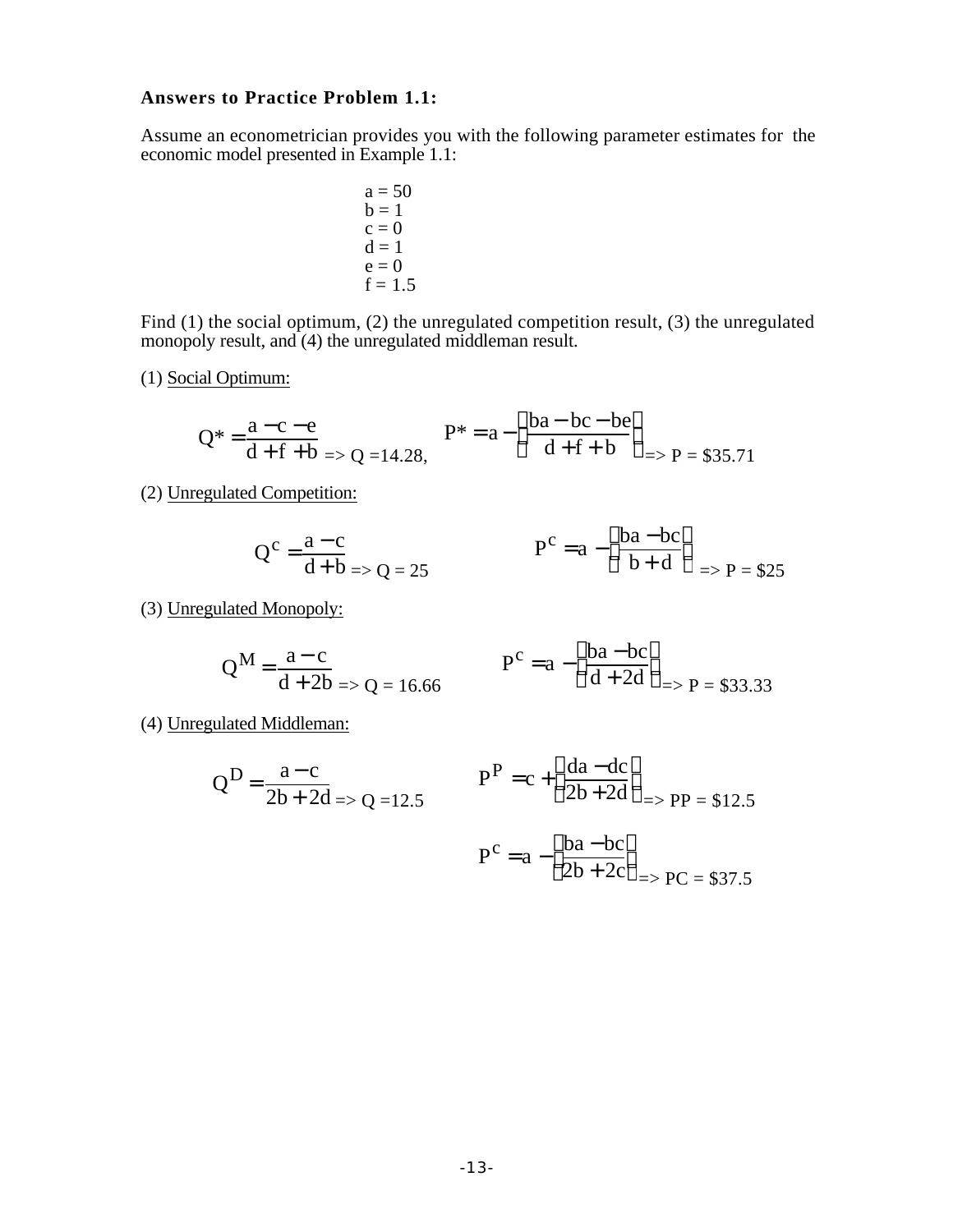**Answers to Practice Problem 1.1:**

Assume an econometrician provides you with the following parameter estimates for the economic model presented in Example 1.1:

a = 50
b = 1
c = 0
d = 1
e = 0
f = 1.5

Find (1) the social optimum, (2) the unregulated competition result, (3) the unregulated monopoly result, and (4) the unregulated middleman result.

(1) <u>Social Optimum:</u>

$$Q^* = \frac{a - c - e}{d + f + b} \Rightarrow Q = 14.28, \qquad P^* = a - \left(\frac{ba - bc - be}{d + f + b}\right) \Rightarrow P = \$35.71$$

(2) <u>Unregulated Competition:</u>

$$Q^c = \frac{a - c}{d + b} \Rightarrow Q = 25 \qquad P^c = a - \left(\frac{ba - bc}{b + d}\right) \Rightarrow P = \$25$$

(3) <u>Unregulated Monopoly:</u>

$$Q^M = \frac{a - c}{d + 2b} \Rightarrow Q = 16.66 \qquad P^c = a - \left(\frac{ba - bc}{d + 2d}\right) \Rightarrow P = \$33.33$$

(4) <u>Unregulated Middleman:</u>

$$Q^D = \frac{a - c}{2b + 2d} \Rightarrow Q = 12.5 \qquad P^P = c + \left(\frac{da - dc}{2b + 2d}\right) \Rightarrow PP = \$12.5$$

$$P^c = a - \left(\frac{ba - bc}{2b + 2c}\right) \Rightarrow PC = \$37.5$$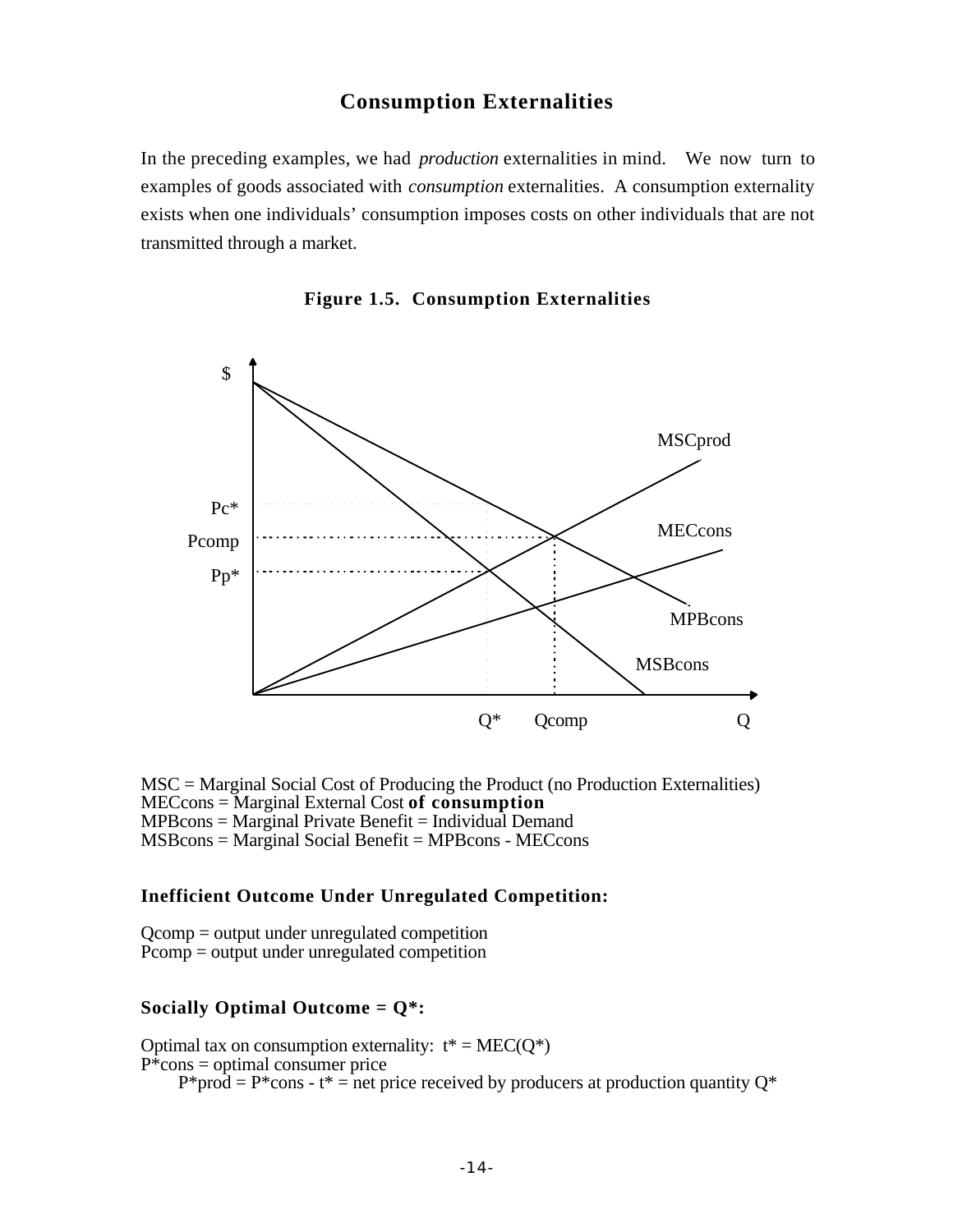## Consumption Externalities

In the preceding examples, we had *production* externalities in mind. We now turn to examples of goods associated with *consumption* externalities. A consumption externality exists when one individuals' consumption imposes costs on other individuals that are not transmitted through a market.

**Figure 1.5. Consumption Externalities**

MSC = Marginal Social Cost of Producing the Product (no Production Externalities)
MECcons = Marginal External Cost **of consumption**
MPBcons = Marginal Private Benefit = Individual Demand
MSBcons = Marginal Social Benefit = MPBcons - MECcons

### Inefficient Outcome Under Unregulated Competition:

Qcomp = output under unregulated competition
Pcomp = output under unregulated competition

### Socially Optimal Outcome = Q*:

Optimal tax on consumption externality: $t^* = MEC(Q^*)$
$P^*cons$ = optimal consumer price
$P^*prod = P^*cons - t^*$ = net price received by producers at production quantity $Q^*$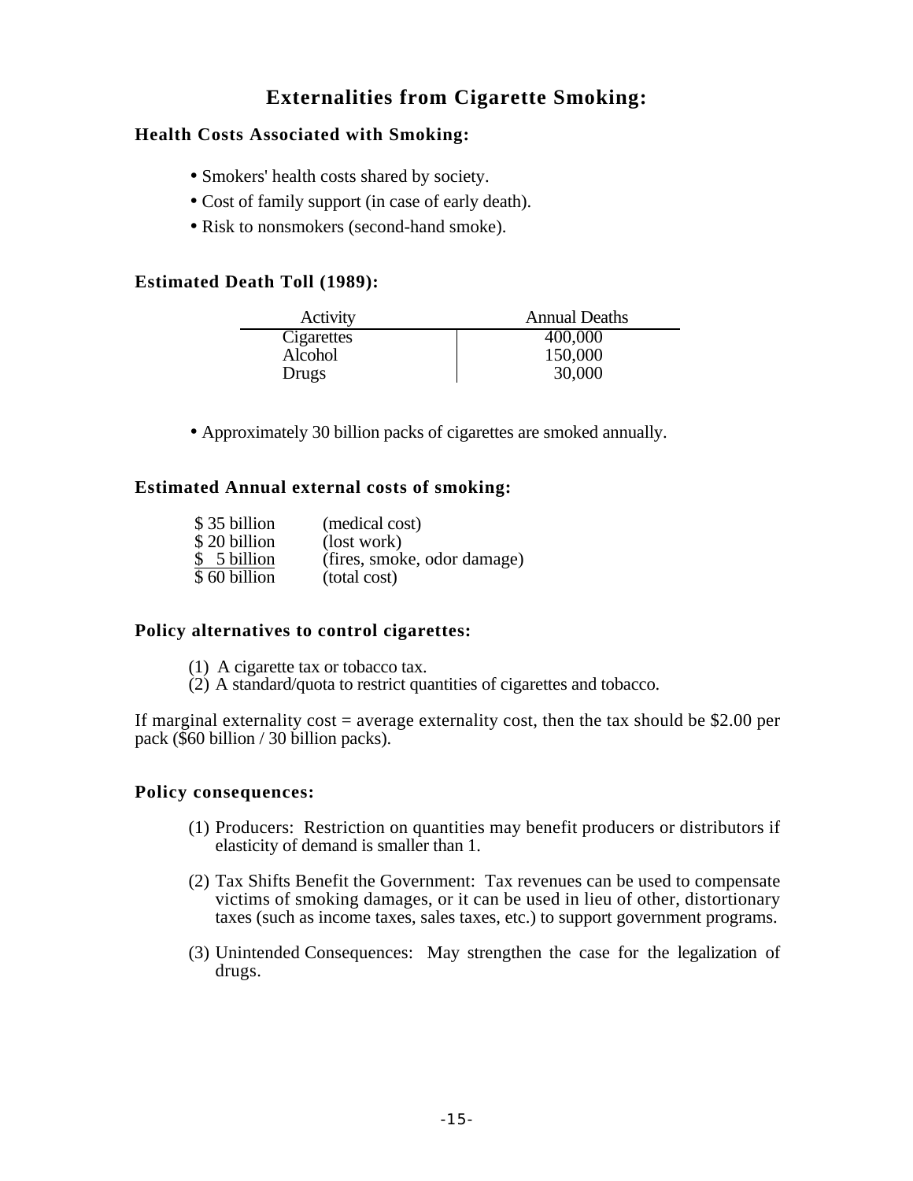# Externalities from Cigarette Smoking:

### Health Costs Associated with Smoking:

- Smokers' health costs shared by society.
- Cost of family support (in case of early death).
- Risk to nonsmokers (second-hand smoke).

### Estimated Death Toll (1989):

| Activity | Annual Deaths |
|---|---|
| Cigarettes | 400,000 |
| Alcohol | 150,000 |
| Drugs | 30,000 |

- Approximately 30 billion packs of cigarettes are smoked annually.

### Estimated Annual external costs of smoking:

| | |
|---|---|
| \$ 35 billion | (medical cost) |
| \$ 20 billion | (lost work) |
| \$ 5 billion | (fires, smoke, odor damage) |
| \$ 60 billion | (total cost) |

### Policy alternatives to control cigarettes:

(1) A cigarette tax or tobacco tax.
(2) A standard/quota to restrict quantities of cigarettes and tobacco.

If marginal externality cost = average externality cost, then the tax should be \$2.00 per pack (\$60 billion / 30 billion packs).

### Policy consequences:

(1) Producers: Restriction on quantities may benefit producers or distributors if elasticity of demand is smaller than 1.

(2) Tax Shifts Benefit the Government: Tax revenues can be used to compensate victims of smoking damages, or it can be used in lieu of other, distortionary taxes (such as income taxes, sales taxes, etc.) to support government programs.

(3) Unintended Consequences: May strengthen the case for the legalization of drugs.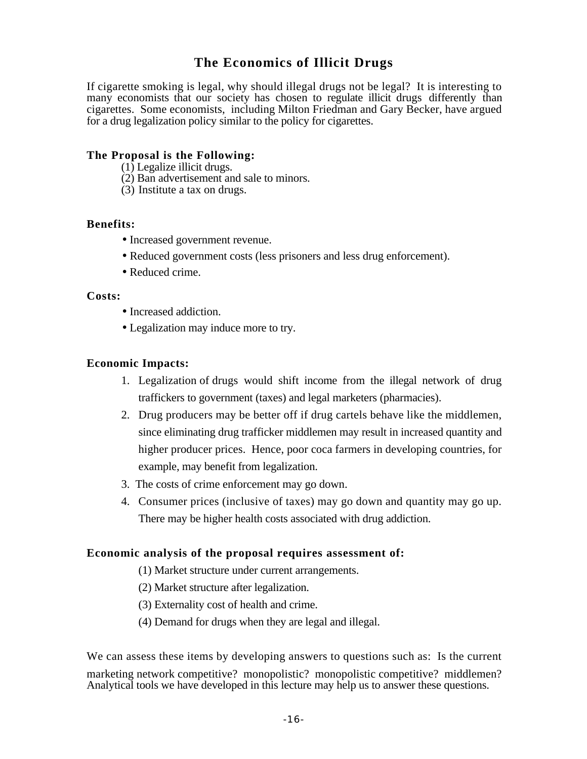# The Economics of Illicit Drugs

If cigarette smoking is legal, why should illegal drugs not be legal? It is interesting to many economists that our society has chosen to regulate illicit drugs differently than cigarettes. Some economists, including Milton Friedman and Gary Becker, have argued for a drug legalization policy similar to the policy for cigarettes.

**The Proposal is the Following:**

(1) Legalize illicit drugs.
(2) Ban advertisement and sale to minors.
(3) Institute a tax on drugs.

**Benefits:**

- Increased government revenue.
- Reduced government costs (less prisoners and less drug enforcement).
- Reduced crime.

**Costs:**

- Increased addiction.
- Legalization may induce more to try.

**Economic Impacts:**

1. Legalization of drugs would shift income from the illegal network of drug traffickers to government (taxes) and legal marketers (pharmacies).
2. Drug producers may be better off if drug cartels behave like the middlemen, since eliminating drug trafficker middlemen may result in increased quantity and higher producer prices. Hence, poor coca farmers in developing countries, for example, may benefit from legalization.
3. The costs of crime enforcement may go down.
4. Consumer prices (inclusive of taxes) may go down and quantity may go up. There may be higher health costs associated with drug addiction.

**Economic analysis of the proposal requires assessment of:**

(1) Market structure under current arrangements.
(2) Market structure after legalization.
(3) Externality cost of health and crime.
(4) Demand for drugs when they are legal and illegal.

We can assess these items by developing answers to questions such as: Is the current marketing network competitive? monopolistic? monopolistic competitive? middlemen? Analytical tools we have developed in this lecture may help us to answer these questions.